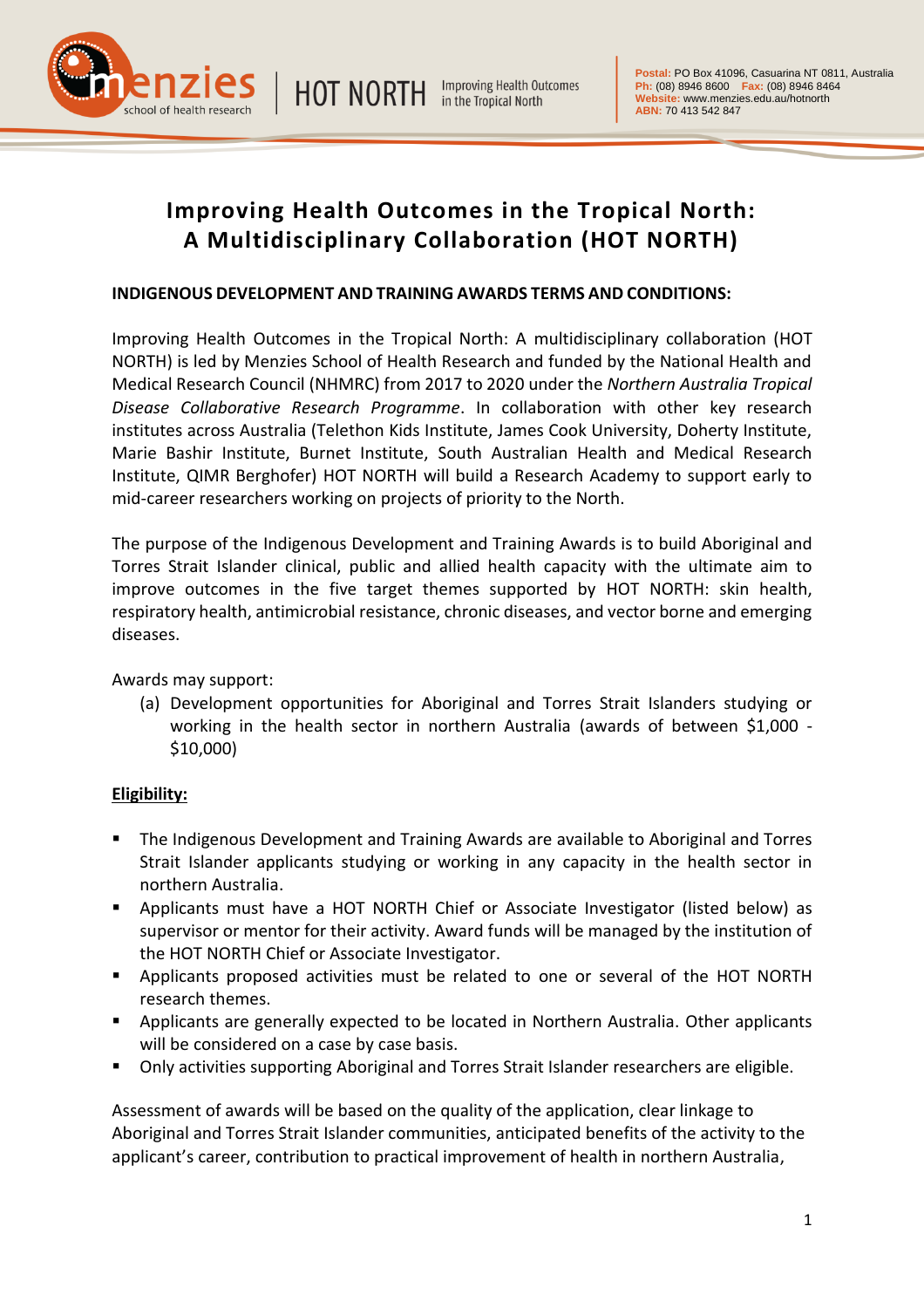# Improving Health Outcomes in the Tropical North: A Multidisciplinary Collaboration (HOT NORTH)

**INDIGENOUS DEVELOPMENT AND TRAINING AWARDS TERMS AND CONDITIONS:**

Improving Health Outcomes in the Tropical North: A multidisciplinary collaboration (HOT NORTH) is led by Menzies School of Health Research and funded by the National Health and Medical Research Council (NHMRC) from 2017 to 2020 under the *Northern Australia Tropical Disease Collaborative Research Programme*. In collaboration with other key research institutes across Australia (Telethon Kids Institute, James Cook University, Doherty Institute, Marie Bashir Institute, Burnet Institute, South Australian Health and Medical Research Institute, QIMR Berghofer) HOT NORTH will build a Research Academy to support early to mid-career researchers working on projects of priority to the North.

The purpose of the Indigenous Development and Training Awards is to build Aboriginal and Torres Strait Islander clinical, public and allied health capacity with the ultimate aim to improve outcomes in the five target themes supported by HOT NORTH: skin health, respiratory health, antimicrobial resistance, chronic diseases, and vector borne and emerging diseases.

Awards may support:

(a) Development opportunities for Aboriginal and Torres Strait Islanders studying or working in the health sector in northern Australia (awards of between $1,000 - $10,000)

**Eligibility:**

- The Indigenous Development and Training Awards are available to Aboriginal and Torres Strait Islander applicants studying or working in any capacity in the health sector in northern Australia.
- Applicants must have a HOT NORTH Chief or Associate Investigator (listed below) as supervisor or mentor for their activity. Award funds will be managed by the institution of the HOT NORTH Chief or Associate Investigator.
- Applicants proposed activities must be related to one or several of the HOT NORTH research themes.
- Applicants are generally expected to be located in Northern Australia. Other applicants will be considered on a case by case basis.
- Only activities supporting Aboriginal and Torres Strait Islander researchers are eligible.

Assessment of awards will be based on the quality of the application, clear linkage to Aboriginal and Torres Strait Islander communities, anticipated benefits of the activity to the applicant's career, contribution to practical improvement of health in northern Australia,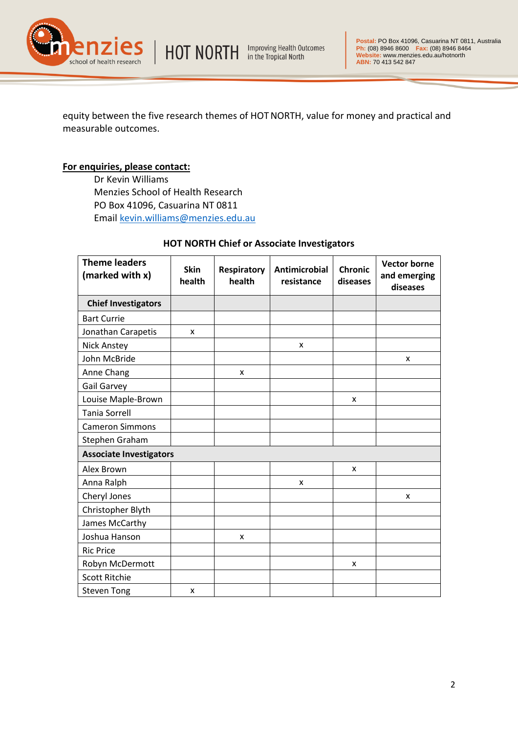equity between the five research themes of HOT NORTH, value for money and practical and measurable outcomes.

**For enquiries, please contact:**

Dr Kevin Williams
Menzies School of Health Research
PO Box 41096, Casuarina NT 0811
Email kevin.williams@menzies.edu.au

**HOT NORTH Chief or Associate Investigators**

| Theme leaders (marked with x) | Skin health | Respiratory health | Antimicrobial resistance | Chronic diseases | Vector borne and emerging diseases |
|---|---|---|---|---|---|
| **Chief Investigators** | | | | | |
| Bart Currie | | | | | |
| Jonathan Carapetis | x | | | | |
| Nick Anstey | | | x | | |
| John McBride | | | | | x |
| Anne Chang | | x | | | |
| Gail Garvey | | | | | |
| Louise Maple-Brown | | | | x | |
| Tania Sorrell | | | | | |
| Cameron Simmons | | | | | |
| Stephen Graham | | | | | |
| **Associate Investigators** | | | | | |
| Alex Brown | | | | x | |
| Anna Ralph | | | x | | |
| Cheryl Jones | | | | | x |
| Christopher Blyth | | | | | |
| James McCarthy | | | | | |
| Joshua Hanson | | x | | | |
| Ric Price | | | | | |
| Robyn McDermott | | | | x | |
| Scott Ritchie | | | | | |
| Steven Tong | x | | | | |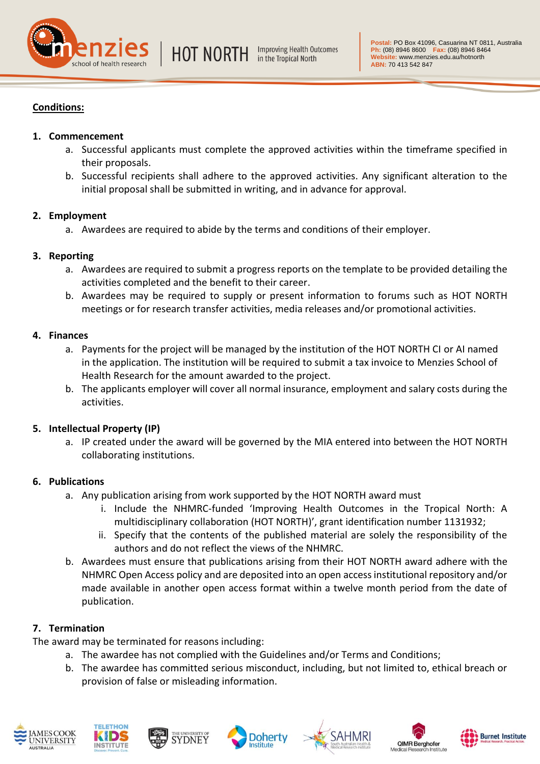**Conditions:**

1. **Commencement**
   a. Successful applicants must complete the approved activities within the timeframe specified in their proposals.
   b. Successful recipients shall adhere to the approved activities. Any significant alteration to the initial proposal shall be submitted in writing, and in advance for approval.

2. **Employment**
   a. Awardees are required to abide by the terms and conditions of their employer.

3. **Reporting**
   a. Awardees are required to submit a progress reports on the template to be provided detailing the activities completed and the benefit to their career.
   b. Awardees may be required to supply or present information to forums such as HOT NORTH meetings or for research transfer activities, media releases and/or promotional activities.

4. **Finances**
   a. Payments for the project will be managed by the institution of the HOT NORTH CI or AI named in the application. The institution will be required to submit a tax invoice to Menzies School of Health Research for the amount awarded to the project.
   b. The applicants employer will cover all normal insurance, employment and salary costs during the activities.

5. **Intellectual Property (IP)**
   a. IP created under the award will be governed by the MIA entered into between the HOT NORTH collaborating institutions.

6. **Publications**
   a. Any publication arising from work supported by the HOT NORTH award must
      i. Include the NHMRC-funded ‘Improving Health Outcomes in the Tropical North: A multidisciplinary collaboration (HOT NORTH)’, grant identification number 1131932;
      ii. Specify that the contents of the published material are solely the responsibility of the authors and do not reflect the views of the NHMRC.
   b. Awardees must ensure that publications arising from their HOT NORTH award adhere with the NHMRC Open Access policy and are deposited into an open access institutional repository and/or made available in another open access format within a twelve month period from the date of publication.

7. **Termination**

The award may be terminated for reasons including:

   a. The awardee has not complied with the Guidelines and/or Terms and Conditions;
   b. The awardee has committed serious misconduct, including, but not limited to, ethical breach or provision of false or misleading information.